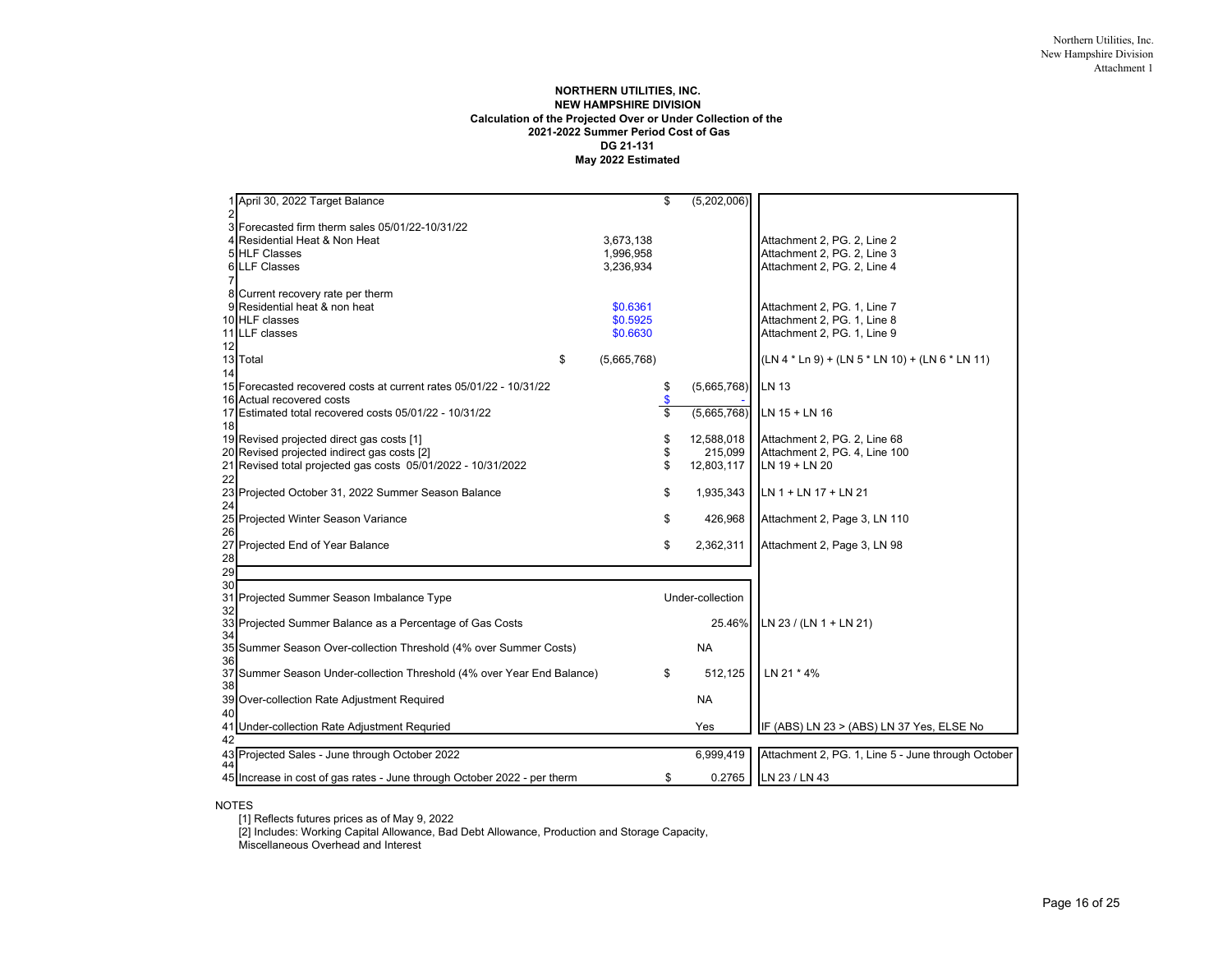Northern Utilities, Inc.
New Hampshire Division
Attachment 1

**NORTHERN UTILITIES, INC.**
**NEW HAMPSHIRE DIVISION**
**Calculation of the Projected Over or Under Collection of the**
**2021-2022 Summer Period Cost of Gas**
**DG 21-131**
**May 2022 Estimated**

| Line | Description | | Amount | Reference |
|---|---|---|---|---|
| 1 | April 30, 2022 Target Balance | | $ (5,202,006) | |
| 2 | | | | |
| 3 | Forecasted firm therm sales 05/01/22-10/31/22 | | | |
| 4 | Residential Heat & Non Heat | 3,673,138 | | Attachment 2, PG. 2, Line 2 |
| 5 | HLF Classes | 1,996,958 | | Attachment 2, PG. 2, Line 3 |
| 6 | LLF Classes | 3,236,934 | | Attachment 2, PG. 2, Line 4 |
| 7 | | | | |
| 8 | Current recovery rate per therm | | | |
| 9 | Residential heat & non heat | $0.6361 | | Attachment 2, PG. 1, Line 7 |
| 10 | HLF classes | $0.5925 | | Attachment 2, PG. 1, Line 8 |
| 11 | LLF classes | $0.6630 | | Attachment 2, PG. 1, Line 9 |
| 12 | | | | |
| 13 | Total | $ (5,665,768) | | (LN 4 * Ln 9) + (LN 5 * LN 10) + (LN 6 * LN 11) |
| 14 | | | | |
| 15 | Forecasted recovered costs at current rates 05/01/22 - 10/31/22 | | $ (5,665,768) | LN 13 |
| 16 | Actual recovered costs | | $ - | |
| 17 | Estimated total recovered costs 05/01/22 - 10/31/22 | | $ (5,665,768) | LN 15 + LN 16 |
| 18 | | | | |
| 19 | Revised projected direct gas costs [1] | | $ 12,588,018 | Attachment 2, PG. 2, Line 68 |
| 20 | Revised projected indirect gas costs [2] | | $ 215,099 | Attachment 2, PG. 4, Line 100 |
| 21 | Revised total projected gas costs 05/01/2022 - 10/31/2022 | | $ 12,803,117 | LN 19 + LN 20 |
| 22 | | | | |
| 23 | Projected October 31, 2022 Summer Season Balance | | $ 1,935,343 | LN 1 + LN 17 + LN 21 |
| 24 | | | | |
| 25 | Projected Winter Season Variance | | $ 426,968 | Attachment 2, Page 3, LN 110 |
| 26 | | | | |
| 27 | Projected End of Year Balance | | $ 2,362,311 | Attachment 2, Page 3, LN 98 |
| 28 | | | | |
| 29 | | | | |
| 30 | | | | |
| 31 | Projected Summer Season Imbalance Type | | Under-collection | |
| 32 | | | | |
| 33 | Projected Summer Balance as a Percentage of Gas Costs | | 25.46% | LN 23 / (LN 1 + LN 21) |
| 34 | | | | |
| 35 | Summer Season Over-collection Threshold (4% over Summer Costs) | | NA | |
| 36 | | | | |
| 37 | Summer Season Under-collection Threshold (4% over Year End Balance) | | $ 512,125 | LN 21 * 4% |
| 38 | | | | |
| 39 | Over-collection Rate Adjustment Required | | NA | |
| 40 | | | | |
| 41 | Under-collection Rate Adjustment Requried | | Yes | IF (ABS) LN 23 > (ABS) LN 37 Yes, ELSE No |
| 42 | | | | |
| 43 | Projected Sales - June through October 2022 | | 6,999,419 | Attachment 2, PG. 1, Line 5 - June through October |
| 44 | | | | |
| 45 | Increase in cost of gas rates - June through October 2022 - per therm | | $ 0.2765 | LN 23 / LN 43 |

NOTES

[1] Reflects futures prices as of May 9, 2022

[2] Includes: Working Capital Allowance, Bad Debt Allowance, Production and Storage Capacity, Miscellaneous Overhead and Interest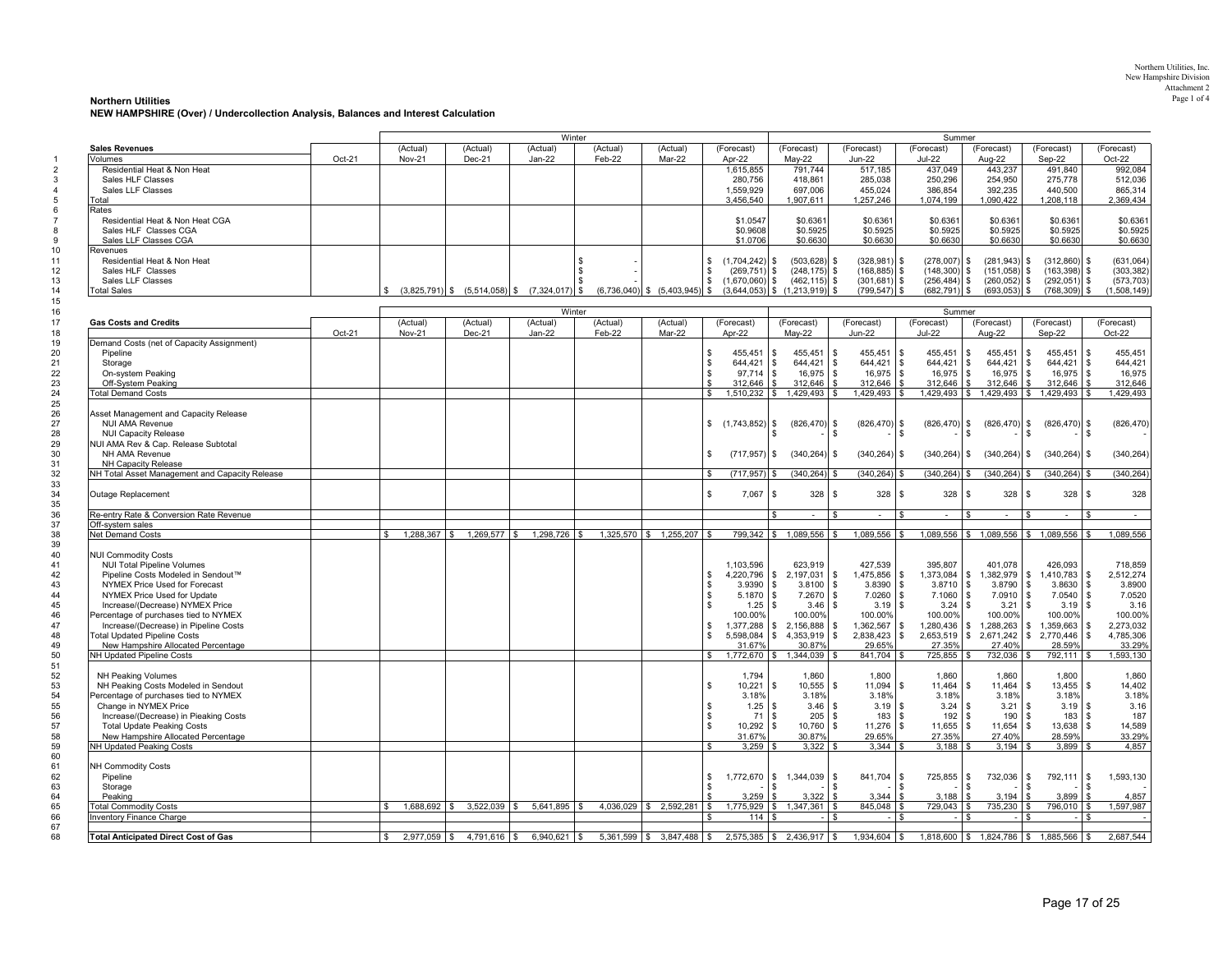**Northern Utilities**
**NEW HAMPSHIRE (Over) / Undercollection Analysis, Balances and Interest Calculation**

| | | | Winter | | | | | | Summer | | | | | |
|---|---|---|---|---|---|---|---|---|---|---|---|---|---|---|
| | **Sales Revenues** | | (Actual) | (Actual) | (Actual) | (Actual) | (Actual) | (Forecast) | (Forecast) | (Forecast) | (Forecast) | (Forecast) | (Forecast) | (Forecast) |
| 1 | Volumes | Oct-21 | Nov-21 | Dec-21 | Jan-22 | Feb-22 | Mar-22 | Apr-22 | May-22 | Jun-22 | Jul-22 | Aug-22 | Sep-22 | Oct-22 |
| 2 | Residential Heat & Non Heat | | | | | | | 1,615,855 | 791,744 | 517,185 | 437,049 | 443,237 | 491,840 | 992,084 |
| 3 | Sales HLF Classes | | | | | | | 280,756 | 418,861 | 285,038 | 250,296 | 254,950 | 275,778 | 512,036 |
| 4 | Sales LLF Classes | | | | | | | 1,559,929 | 697,006 | 455,024 | 386,854 | 392,235 | 440,500 | 865,314 |
| 5 | Total | | | | | | | 3,456,540 | 1,907,611 | 1,257,246 | 1,074,199 | 1,090,422 | 1,208,118 | 2,369,434 |
| 6 | Rates | | | | | | | | | | | | | |
| 7 | Residential Heat & Non Heat CGA | | | | | | | $1.0547 | $0.6361 | $0.6361 | $0.6361 | $0.6361 | $0.6361 | $0.6361 |
| 8 | Sales HLF Classes CGA | | | | | | | $0.9608 | $0.5925 | $0.5925 | $0.5925 | $0.5925 | $0.5925 | $0.5925 |
| 9 | Sales LLF Classes CGA | | | | | | | $1.0706 | $0.6630 | $0.6630 | $0.6630 | $0.6630 | $0.6630 | $0.6630 |
| 10 | Revenues | | | | | | | | | | | | | |
| 11 | Residential Heat & Non Heat | | | | | $ - | | $ (1,704,242) | $ (503,628) | $ (328,981) | $ (278,007) | $ (281,943) | $ (312,860) | $ (631,064) |
| 12 | Sales HLF Classes | | | | | $ - | | $ (269,751) | $ (248,175) | $ (168,885) | $ (148,300) | $ (151,058) | $ (163,398) | $ (303,382) |
| 13 | Sales LLF Classes | | | | | $ - | | $ (1,670,060) | $ (462,115) | $ (301,681) | $ (256,484) | $ (260,052) | $ (292,051) | $ (573,703) |
| 14 | Total Sales | | $ (3,825,791) | $ (5,514,058) | $ (7,324,017) | $ (6,736,040) | $ (5,403,945) | $ (3,644,053) | $ (1,213,919) | $ (799,547) | $ (682,791) | $ (693,053) | $ (768,309) | $ (1,508,149) |

| | | | Winter | | | | | | Summer | | | | | |
|---|---|---|---|---|---|---|---|---|---|---|---|---|---|---|
| 17 | **Gas Costs and Credits** | | (Actual) | (Actual) | (Actual) | (Actual) | (Actual) | (Forecast) | (Forecast) | (Forecast) | (Forecast) | (Forecast) | (Forecast) | (Forecast) |
| 18 | | Oct-21 | Nov-21 | Dec-21 | Jan-22 | Feb-22 | Mar-22 | Apr-22 | May-22 | Jun-22 | Jul-22 | Aug-22 | Sep-22 | Oct-22 |
| 19 | Demand Costs (net of Capacity Assignment) | | | | | | | | | | | | | |
| 20 | Pipeline | | | | | | | $ 455,451 | $ 455,451 | $ 455,451 | $ 455,451 | $ 455,451 | $ 455,451 | $ 455,451 |
| 21 | Storage | | | | | | | $ 644,421 | $ 644,421 | $ 644,421 | $ 644,421 | $ 644,421 | $ 644,421 | $ 644,421 |
| 22 | On-system Peaking | | | | | | | $ 97,714 | $ 16,975 | $ 16,975 | $ 16,975 | $ 16,975 | $ 16,975 | $ 16,975 |
| 23 | Off-System Peaking | | | | | | | $ 312,646 | $ 312,646 | $ 312,646 | $ 312,646 | $ 312,646 | $ 312,646 | $ 312,646 |
| 24 | Total Demand Costs | | | | | | | $ 1,510,232 | $ 1,429,493 | $ 1,429,493 | $ 1,429,493 | $ 1,429,493 | $ 1,429,493 | $ 1,429,493 |
| 26 | Asset Management and Capacity Release | | | | | | | | | | | | | |
| 27 | NUI AMA Revenue | | | | | | | $ (1,743,852) | $ (826,470) | $ (826,470) | $ (826,470) | $ (826,470) | $ (826,470) | $ (826,470) |
| 28 | NUI Capacity Release | | | | | | | $ - | $ - | $ - | $ - | $ - | $ - | $ - |
| 29 | NUI AMA Rev & Cap. Release Subtotal | | | | | | | | | | | | | |
| 30 | NH AMA Revenue | | | | | | | $ (717,957) | $ (340,264) | $ (340,264) | $ (340,264) | $ (340,264) | $ (340,264) | $ (340,264) |
| 31 | NH Capacity Release | | | | | | | | | | | | | |
| 32 | NH Total Asset Management and Capacity Release | | | | | | | $ (717,957) | $ (340,264) | $ (340,264) | $ (340,264) | $ (340,264) | $ (340,264) | $ (340,264) |
| 34 | Outage Replacement | | | | | | | $ 7,067 | $ 328 | $ 328 | $ 328 | $ 328 | $ 328 | $ 328 |
| 36 | Re-entry Rate & Conversion Rate Revenue | | | | | | | | $ - | $ - | $ - | $ - | $ - | $ - |
| 37 | Off-system sales | | | | | | | | | | | | | |
| 38 | Net Demand Costs | | $ 1,288,367 | $ 1,269,577 | $ 1,298,726 | $ 1,325,570 | $ 1,255,207 | $ 799,342 | $ 1,089,556 | $ 1,089,556 | $ 1,089,556 | $ 1,089,556 | $ 1,089,556 | $ 1,089,556 |
| 40 | NUI Commodity Costs | | | | | | | | | | | | | |
| 41 | NUI Total Pipeline Volumes | | | | | | | 1,103,596 | 623,919 | 427,539 | 395,807 | 401,078 | 426,093 | 718,859 |
| 42 | Pipeline Costs Modeled in Sendout™ | | | | | | | $ 4,220,796 | $ 2,197,031 | $ 1,475,856 | $ 1,373,084 | $ 1,382,979 | $ 1,410,783 | $ 2,512,274 |
| 43 | NYMEX Price Used for Forecast | | | | | | | $ 3.9390 | $ 3.8100 | $ 3.8390 | $ 3.8710 | $ 3.8790 | $ 3.8630 | $ 3.8900 |
| 44 | NYMEX Price Used for Update | | | | | | | $ 5.1870 | $ 7.2670 | $ 7.0260 | $ 7.1060 | $ 7.0910 | $ 7.0540 | $ 7.0520 |
| 45 | Increase/(Decrease) NYMEX Price | | | | | | | $ 1.25 | $ 3.46 | $ 3.19 | $ 3.24 | $ 3.21 | $ 3.19 | $ 3.16 |
| 46 | Percentage of purchases tied to NYMEX | | | | | | | 100.00% | 100.00% | 100.00% | 100.00% | 100.00% | 100.00% | 100.00% |
| 47 | Increase/(Decrease) in Pipeline Costs | | | | | | | $ 1,377,288 | $ 2,156,888 | $ 1,362,567 | $ 1,280,436 | $ 1,288,263 | $ 1,359,663 | $ 2,273,032 |
| 48 | Total Updated Pipeline Costs | | | | | | | $ 5,598,084 | $ 4,353,919 | $ 2,838,423 | $ 2,653,519 | $ 2,671,242 | $ 2,770,446 | $ 4,785,306 |
| 49 | New Hampshire Allocated Percentage | | | | | | | 31.67% | 30.87% | 29.65% | 27.35% | 27.40% | 28.59% | 33.29% |
| 50 | NH Updated Pipeline Costs | | | | | | | $ 1,772,670 | $ 1,344,039 | $ 841,704 | $ 725,855 | $ 732,036 | $ 792,111 | $ 1,593,130 |
| 52 | NH Peaking Volumes | | | | | | | 1,794 | 1,860 | 1,800 | 1,860 | 1,860 | 1,800 | 1,860 |
| 53 | NH Peaking Costs Modeled in Sendout | | | | | | | $ 10,221 | $ 10,555 | $ 11,094 | $ 11,464 | $ 11,464 | $ 13,455 | $ 14,402 |
| 54 | Percentage of purchases tied to NYMEX | | | | | | | 3.18% | 3.18% | 3.18% | 3.18% | 3.18% | 3.18% | 3.18% |
| 55 | Change in NYMEX Price | | | | | | | $ 1.25 | $ 3.46 | $ 3.19 | $ 3.24 | $ 3.21 | $ 3.19 | $ 3.16 |
| 56 | Increase/(Decrease) in Pieaking Costs | | | | | | | $ 71 | $ 205 | $ 183 | $ 192 | $ 190 | $ 183 | $ 187 |
| 57 | Total Update Peaking Costs | | | | | | | $ 10,292 | $ 10,760 | $ 11,276 | $ 11,655 | $ 11,654 | $ 13,638 | $ 14,589 |
| 58 | New Hampshire Allocated Percentage | | | | | | | 31.67% | 30.87% | 29.65% | 27.35% | 27.40% | 28.59% | 33.29% |
| 59 | NH Updated Peaking Costs | | | | | | | $ 3,259 | $ 3,322 | $ 3,344 | $ 3,188 | $ 3,194 | $ 3,899 | $ 4,857 |
| 61 | NH Commodity Costs | | | | | | | | | | | | | |
| 62 | Pipeline | | | | | | | $ 1,772,670 | $ 1,344,039 | $ 841,704 | $ 725,855 | $ 732,036 | $ 792,111 | $ 1,593,130 |
| 63 | Storage | | | | | | | $ - | $ - | $ - | $ - | $ - | $ - | $ - |
| 64 | Peaking | | | | | | | $ 3,259 | $ 3,322 | $ 3,344 | $ 3,188 | $ 3,194 | $ 3,899 | $ 4,857 |
| 65 | Total Commodity Costs | | $ 1,688,692 | $ 3,522,039 | $ 5,641,895 | $ 4,036,029 | $ 2,592,281 | $ 1,775,929 | $ 1,347,361 | $ 845,048 | $ 729,043 | $ 735,230 | $ 796,010 | $ 1,597,987 |
| 66 | Inventory Finance Charge | | | | | | | $ 114 | $ - | $ - | $ - | $ - | $ - | $ - |
| 68 | **Total Anticipated Direct Cost of Gas** | | $ 2,977,059 | $ 4,791,616 | $ 6,940,621 | $ 5,361,599 | $ 3,847,488 | $ 2,575,385 | $ 2,436,917 | $ 1,934,604 | $ 1,818,600 | $ 1,824,786 | $ 1,885,566 | $ 2,687,544 |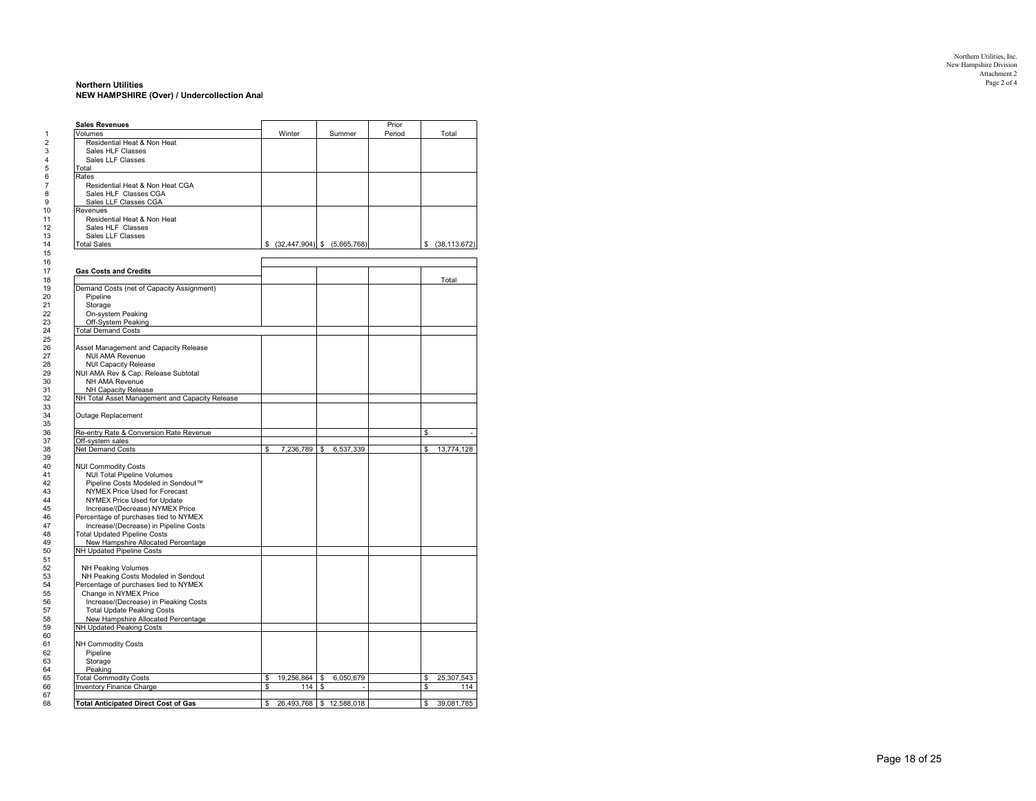Northern Utilities, Inc.
New Hampshire Division
Attachment 2

**Northern Utilities**
**NEW HAMPSHIRE (Over) / Undercollection Anal**

| | **Sales Revenues** | Winter | Summer | Prior Period | Total |
|---|---|---|---|---|---|
| 1 | Volumes | | | | |
| 2 | Residential Heat & Non Heat | | | | |
| 3 | Sales HLF Classes | | | | |
| 4 | Sales LLF Classes | | | | |
| 5 | Total | | | | |
| 6 | Rates | | | | |
| 7 | Residential Heat & Non Heat CGA | | | | |
| 8 | Sales HLF Classes CGA | | | | |
| 9 | Sales LLF Classes CGA | | | | |
| 10 | Revenues | | | | |
| 11 | Residential Heat & Non Heat | | | | |
| 12 | Sales HLF Classes | | | | |
| 13 | Sales LLF Classes | | | | |
| 14 | Total Sales | $ (32,447,904) | $ (5,665,768) | | $ (38,113,672) |
| 15 | | | | | |
| 16 | | | | | |
| 17 | **Gas Costs and Credits** | | | | |
| 18 | | | | | Total |
| 19 | Demand Costs (net of Capacity Assignment) | | | | |
| 20 | Pipeline | | | | |
| 21 | Storage | | | | |
| 22 | On-system Peaking | | | | |
| 23 | Off-System Peaking | | | | |
| 24 | Total Demand Costs | | | | |
| 25 | | | | | |
| 26 | Asset Management and Capacity Release | | | | |
| 27 | NUI AMA Revenue | | | | |
| 28 | NUI Capacity Release | | | | |
| 29 | NUI AMA Rev & Cap. Release Subtotal | | | | |
| 30 | NH AMA Revenue | | | | |
| 31 | NH Capacity Release | | | | |
| 32 | NH Total Asset Management and Capacity Release | | | | |
| 33 | | | | | |
| 34 | Outage Replacement | | | | |
| 35 | | | | | |
| 36 | Re-entry Rate & Conversion Rate Revenue | | | | $ - |
| 37 | Off-system sales | | | | |
| 38 | Net Demand Costs | $ 7,236,789 | $ 6,537,339 | | $ 13,774,128 |
| 39 | | | | | |
| 40 | NUI Commodity Costs | | | | |
| 41 | NUI Total Pipeline Volumes | | | | |
| 42 | Pipeline Costs Modeled in Sendout™ | | | | |
| 43 | NYMEX Price Used for Forecast | | | | |
| 44 | NYMEX Price Used for Update | | | | |
| 45 | Increase/(Decrease) NYMEX Price | | | | |
| 46 | Percentage of purchases tied to NYMEX | | | | |
| 47 | Increase/(Decrease) in Pipeline Costs | | | | |
| 48 | Total Updated Pipeline Costs | | | | |
| 49 | New Hampshire Allocated Percentage | | | | |
| 50 | NH Updated Pipeline Costs | | | | |
| 51 | | | | | |
| 52 | NH Peaking Volumes | | | | |
| 53 | NH Peaking Costs Modeled in Sendout | | | | |
| 54 | Percentage of purchases tied to NYMEX | | | | |
| 55 | Change in NYMEX Price | | | | |
| 56 | Increase/(Decrease) in Pieaking Costs | | | | |
| 57 | Total Update Peaking Costs | | | | |
| 58 | New Hampshire Allocated Percentage | | | | |
| 59 | NH Updated Peaking Costs | | | | |
| 60 | | | | | |
| 61 | NH Commodity Costs | | | | |
| 62 | Pipeline | | | | |
| 63 | Storage | | | | |
| 64 | Peaking | | | | |
| 65 | Total Commodity Costs | $ 19,256,864 | $ 6,050,679 | | $ 25,307,543 |
| 66 | Inventory Finance Charge | $ 114 | $ - | | $ 114 |
| 67 | | | | | |
| 68 | **Total Anticipated Direct Cost of Gas** | $ 26,493,768 | $ 12,588,018 | | $ 39,081,785 |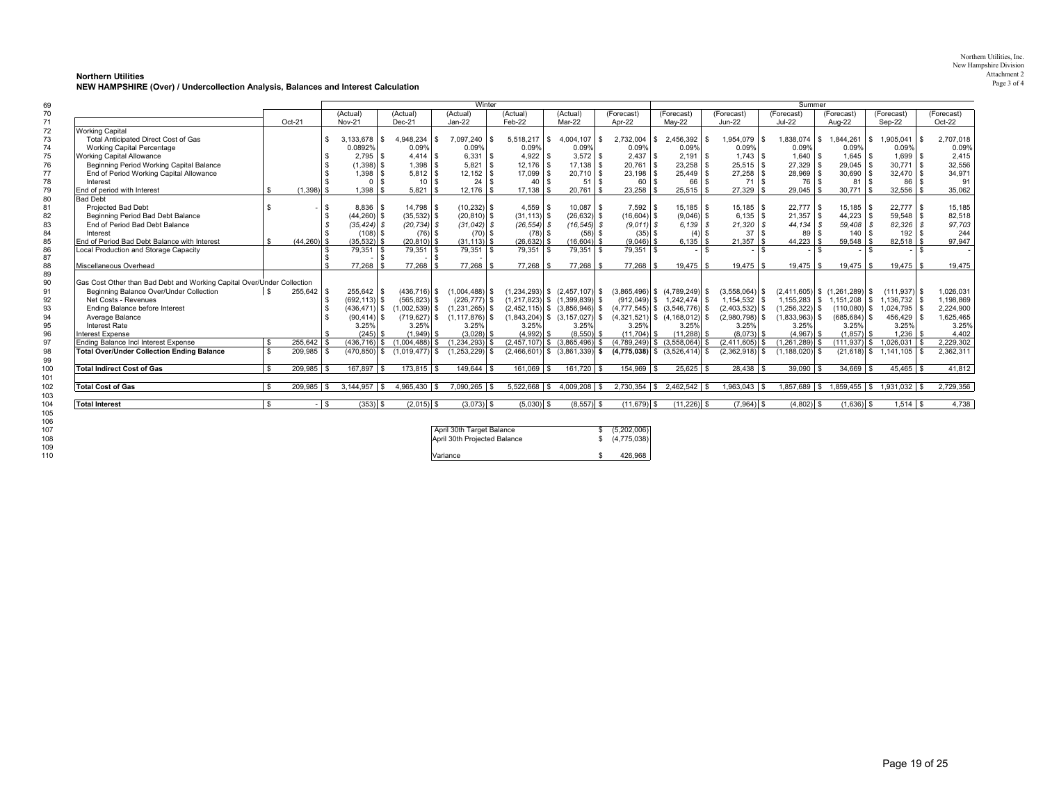**Northern Utilities**
**NEW HAMPSHIRE (Over) / Undercollection Analysis, Balances and Interest Calculation**

| | | Winter | | | | | | Summer | | | | | |
|---|---|---|---|---|---|---|---|---|---|---|---|---|---|
| | Oct-21 | (Actual) Nov-21 | (Actual) Dec-21 | (Actual) Jan-22 | (Actual) Feb-22 | (Actual) Mar-22 | (Forecast) Apr-22 | (Forecast) May-22 | (Forecast) Jun-22 | (Forecast) Jul-22 | (Forecast) Aug-22 | (Forecast) Sep-22 | (Forecast) Oct-22 |
| **Working Capital** | | | | | | | | | | | | | |
| Total Anticipated Direct Cost of Gas | | $ 3,133,678 | $ 4,948,234 | $ 7,097,240 | $ 5,518,217 | $ 4,004,107 | $ 2,732,004 | $ 2,456,392 | $ 1,954,079 | $ 1,838,074 | $ 1,844,261 | $ 1,905,041 | $ 2,707,018 |
| Working Capital Percentage | | 0.0892% | 0.09% | 0.09% | 0.09% | 0.09% | 0.09% | 0.09% | 0.09% | 0.09% | 0.09% | 0.09% | 0.09% |
| Working Capital Allowance | | $ 2,795 | $ 4,414 | $ 6,331 | $ 4,922 | $ 3,572 | $ 2,437 | $ 2,191 | $ 1,743 | $ 1,640 | $ 1,645 | $ 1,699 | $ 2,415 |
| Beginning Period Working Capital Balance | | $ (1,398) | $ 1,398 | $ 5,821 | $ 12,176 | $ 17,138 | $ 20,761 | $ 23,258 | $ 25,515 | $ 27,329 | $ 29,045 | $ 30,771 | $ 32,556 |
| End of Period Working Capital Allowance | | $ 1,398 | $ 5,812 | $ 12,152 | $ 17,099 | $ 20,710 | $ 23,198 | $ 25,449 | $ 27,258 | $ 28,969 | $ 30,690 | $ 32,470 | $ 34,971 |
| Interest | | $ 0 | $ 10 | $ 24 | $ 40 | $ 51 | $ 60 | $ 66 | $ 71 | $ 76 | $ 81 | $ 86 | $ 91 |
| End of period with Interest | $ (1,398) | $ 1,398 | $ 5,821 | $ 12,176 | $ 17,138 | $ 20,761 | $ 23,258 | $ 25,515 | $ 27,329 | $ 29,045 | $ 30,771 | $ 32,556 | $ 35,062 |
| **Bad Debt** | | | | | | | | | | | | | |
| Projected Bad Debt | $ - | $ 8,836 | $ 14,798 | $ (10,232) | $ 4,559 | $ 10,087 | $ 7,592 | $ 15,185 | $ 15,185 | $ 22,777 | $ 15,185 | $ 22,777 | $ 15,185 |
| Beginning Period Bad Debt Balance | | $ (44,260) | $ (35,532) | $ (20,810) | $ (31,113) | $ (26,632) | $ (16,604) | $ (9,046) | $ 6,135 | $ 21,357 | $ 44,223 | $ 59,548 | $ 82,518 |
| End of Period Bad Debt Balance | | *$ (35,424)* | *$ (20,734)* | *$ (31,042)* | *$ (26,554)* | *$ (16,545)* | *$ (9,011)* | *$ 6,139* | *$ 21,320* | *$ 44,134* | *$ 59,408* | *$ 82,326* | *$ 97,703* |
| Interest | | $ (108) | $ (76) | $ (70) | $ (78) | $ (58) | $ (35) | $ (4) | $ 37 | $ 89 | $ 140 | $ 192 | $ 244 |
| End of Period Bad Debt Balance with Interest | $ (44,260) | $ (35,532) | $ (20,810) | $ (31,113) | $ (26,632) | $ (16,604) | $ (9,046) | $ 6,135 | $ 21,357 | $ 44,223 | $ 59,548 | $ 82,518 | $ 97,947 |
| Local Production and Storage Capacity | | $ 79,351 | $ 79,351 | $ 79,351 | $ 79,351 | $ 79,351 | $ 79,351 | $ - | $ - | $ - | $ - | $ - | $ - |
| | | $ - | $ - | $ - | | | | | | | | | |
| Miscellaneous Overhead | | $ 77,268 | $ 77,268 | $ 77,268 | $ 77,268 | $ 77,268 | $ 77,268 | $ 19,475 | $ 19,475 | $ 19,475 | $ 19,475 | $ 19,475 | $ 19,475 |
| Gas Cost Other than Bad Debt and Working Capital Over/Under Collection | | | | | | | | | | | | | |
| Beginning Balance Over/Under Collection | $ 255,642 | $ 255,642 | $ (436,716) | $ (1,004,488) | $ (1,234,293) | $ (2,457,107) | $ (3,865,496) | $ (4,789,249) | $ (3,558,064) | $ (2,411,605) | $ (1,261,289) | $ (111,937) | $ 1,026,031 |
| Net Costs - Revenues | | $ (692,113) | $ (565,823) | $ (226,777) | $ (1,217,823) | $ (1,399,839) | $ (912,049) | $ 1,242,474 | $ 1,154,532 | $ 1,155,283 | $ 1,151,208 | $ 1,136,732 | $ 1,198,869 |
| Ending Balance before Interest | | $ (436,471) | $ (1,002,539) | $ (1,231,265) | $ (2,452,115) | $ (3,856,946) | $ (4,777,545) | $ (3,546,776) | $ (2,403,532) | $ (1,256,322) | $ (110,080) | $ 1,024,795 | $ 2,224,900 |
| Average Balance | | $ (90,414) | $ (719,627) | $ (1,117,876) | $ (1,843,204) | $ (3,157,027) | $ (4,321,521) | $ (4,168,012) | $ (2,980,798) | $ (1,833,963) | $ (685,684) | $ 456,429 | $ 1,625,465 |
| Interest Rate | | 3.25% | 3.25% | 3.25% | 3.25% | 3.25% | 3.25% | 3.25% | 3.25% | 3.25% | 3.25% | 3.25% | 3.25% |
| Interest Expense | | $ (245) | $ (1,949) | $ (3,028) | $ (4,992) | $ (8,550) | $ (11,704) | $ (11,288) | $ (8,073) | $ (4,967) | $ (1,857) | $ 1,236 | $ 4,402 |
| Ending Balance Incl Interest Expense | $ 255,642 | $ (436,716) | $ (1,004,488) | $ (1,234,293) | $ (2,457,107) | $ (3,865,496) | $ (4,789,249) | $ (3,558,064) | $ (2,411,605) | $ (1,261,289) | $ (111,937) | $ 1,026,031 | $ 2,229,302 |
| **Total Over/Under Collection Ending Balance** | $ 209,985 | $ (470,850) | $ (1,019,477) | $ (1,253,229) | $ (2,466,601) | $ (3,861,339) | **$ (4,775,038)** | $ (3,526,414) | $ (2,362,918) | $ (1,188,020) | $ (21,618) | $ 1,141,105 | $ 2,362,311 |
| **Total Indirect Cost of Gas** | $ 209,985 | $ 167,897 | $ 173,815 | $ 149,644 | $ 161,069 | $ 161,720 | $ 154,969 | $ 25,625 | $ 28,438 | $ 39,090 | $ 34,669 | $ 45,465 | $ 41,812 |
| **Total Cost of Gas** | $ 209,985 | $ 3,144,957 | $ 4,965,430 | $ 7,090,265 | $ 5,522,668 | $ 4,009,208 | $ 2,730,354 | $ 2,462,542 | $ 1,963,043 | $ 1,857,689 | $ 1,859,455 | $ 1,931,032 | $ 2,729,356 |
| **Total Interest** | $ - | $ (353) | $ (2,015) | $ (3,073) | $ (5,030) | $ (8,557) | $ (11,679) | $ (11,226) | $ (7,964) | $ (4,802) | $ (1,636) | $ 1,514 | $ 4,738 |

| | |
|---|---|
| April 30th Target Balance | $ (5,202,006) |
| April 30th Projected Balance | $ (4,775,038) |
| Variance | $ 426,968 |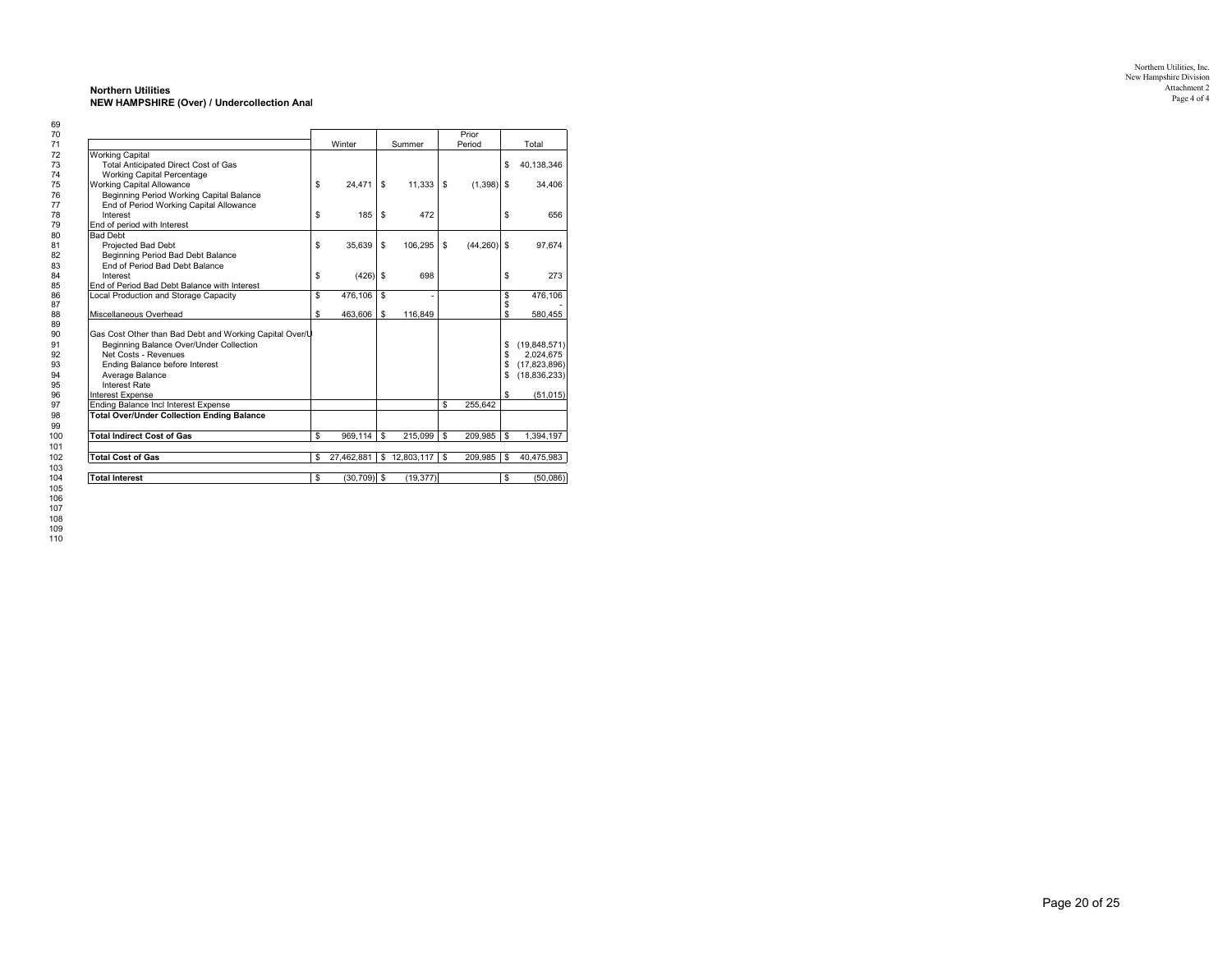**Northern Utilities**
**NEW HAMPSHIRE (Over) / Undercollection Anal**

| Line | | Winter | Summer | Prior Period | Total |
|---|---|---|---|---|---|
| 69 | | | | | |
| 70 | | | | | |
| 71 | | | | | |
| 72 | Working Capital | | | | |
| 73 | Total Anticipated Direct Cost of Gas | | | | $ 40,138,346 |
| 74 | Working Capital Percentage | | | | |
| 75 | Working Capital Allowance | $ 24,471 | $ 11,333 | $ (1,398) | $ 34,406 |
| 76 | Beginning Period Working Capital Balance | | | | |
| 77 | End of Period Working Capital Allowance | | | | |
| 78 | Interest | $ 185 | $ 472 | | $ 656 |
| 79 | End of period with Interest | | | | |
| 80 | Bad Debt | | | | |
| 81 | Projected Bad Debt | $ 35,639 | $ 106,295 | $ (44,260) | $ 97,674 |
| 82 | Beginning Period Bad Debt Balance | | | | |
| 83 | End of Period Bad Debt Balance | | | | |
| 84 | Interest | $ (426) | $ 698 | | $ 273 |
| 85 | End of Period Bad Debt Balance with Interest | | | | |
| 86 | Local Production and Storage Capacity | $ 476,106 | $ - | | $ 476,106 |
| 87 | | | | | $ - |
| 88 | Miscellaneous Overhead | $ 463,606 | $ 116,849 | | $ 580,455 |
| 89 | | | | | |
| 90 | Gas Cost Other than Bad Debt and Working Capital Over/U | | | | |
| 91 | Beginning Balance Over/Under Collection | | | | $ (19,848,571) |
| 92 | Net Costs - Revenues | | | | $ 2,024,675 |
| 93 | Ending Balance before Interest | | | | $ (17,823,896) |
| 94 | Average Balance | | | | $ (18,836,233) |
| 95 | Interest Rate | | | | |
| 96 | Interest Expense | | | | $ (51,015) |
| 97 | Ending Balance Incl Interest Expense | | | $ 255,642 | |
| 98 | **Total Over/Under Collection Ending Balance** | | | | |
| 99 | | | | | |
| 100 | **Total Indirect Cost of Gas** | $ 969,114 | $ 215,099 | $ 209,985 | $ 1,394,197 |
| 101 | | | | | |
| 102 | **Total Cost of Gas** | $ 27,462,881 | $ 12,803,117 | $ 209,985 | $ 40,475,983 |
| 103 | | | | | |
| 104 | **Total Interest** | $ (30,709) | $ (19,377) | | $ (50,086) |
| 105 | | | | | |
| 106 | | | | | |
| 107 | | | | | |
| 108 | | | | | |
| 109 | | | | | |
| 110 | | | | | |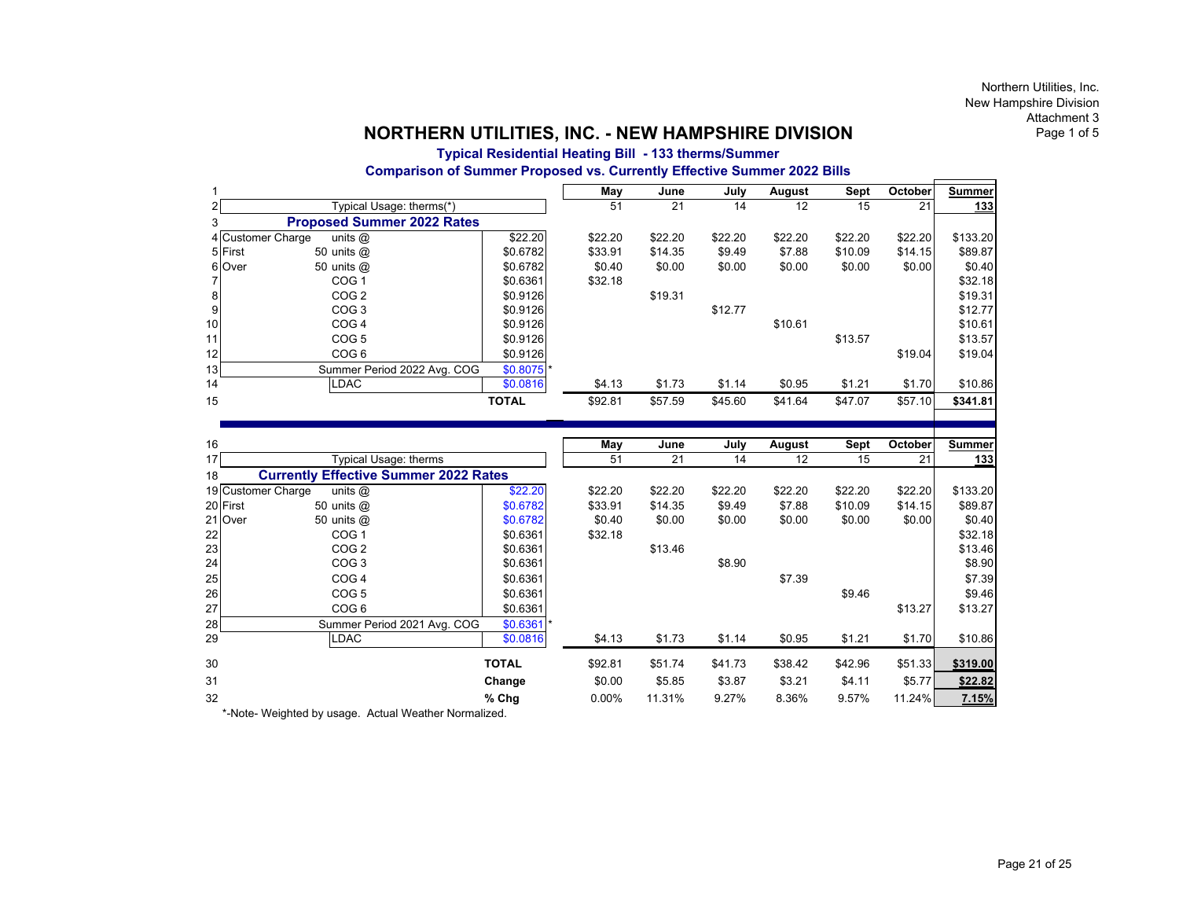Northern Utilities, Inc.
New Hampshire Division
Attachment 3
Page 1 of 5

# NORTHERN UTILITIES, INC. - NEW HAMPSHIRE DIVISION

### Typical Residential Heating Bill - 133 therms/Summer

### Comparison of Summer Proposed vs. Currently Effective Summer 2022 Bills

| Line | Description | | Rate | May | June | July | August | Sept | October | Summer |
|---|---|---|---|---|---|---|---|---|---|---|
| 1 | | | | May | June | July | August | Sept | October | Summer |
| 2 | Typical Usage: therms(*) | | | 51 | 21 | 14 | 12 | 15 | 21 | 133 |
| 3 | **Proposed Summer 2022 Rates** | | | | | | | | | |
| 4 | Customer Charge | units @ | $22.20 | $22.20 | $22.20 | $22.20 | $22.20 | $22.20 | $22.20 | $133.20 |
| 5 | First | 50 units @ | $0.6782 | $33.91 | $14.35 | $9.49 | $7.88 | $10.09 | $14.15 | $89.87 |
| 6 | Over | 50 units @ | $0.6782 | $0.40 | $0.00 | $0.00 | $0.00 | $0.00 | $0.00 | $0.40 |
| 7 | | COG 1 | $0.6361 | $32.18 | | | | | | $32.18 |
| 8 | | COG 2 | $0.9126 | | $19.31 | | | | | $19.31 |
| 9 | | COG 3 | $0.9126 | | | $12.77 | | | | $12.77 |
| 10 | | COG 4 | $0.9126 | | | | $10.61 | | | $10.61 |
| 11 | | COG 5 | $0.9126 | | | | | $13.57 | | $13.57 |
| 12 | | COG 6 | $0.9126 | | | | | | $19.04 | $19.04 |
| 13 | | Summer Period 2022 Avg. COG | $0.8075 * | | | | | | | |
| 14 | | LDAC | $0.0816 | $4.13 | $1.73 | $1.14 | $0.95 | $1.21 | $1.70 | $10.86 |
| 15 | | | **TOTAL** | $92.81 | $57.59 | $45.60 | $41.64 | $47.07 | $57.10 | **$341.81** |
| 16 | | | | May | June | July | August | Sept | October | Summer |
| 17 | Typical Usage: therms | | | 51 | 21 | 14 | 12 | 15 | 21 | 133 |
| 18 | **Currently Effective Summer 2022 Rates** | | | | | | | | | |
| 19 | Customer Charge | units @ | $22.20 | $22.20 | $22.20 | $22.20 | $22.20 | $22.20 | $22.20 | $133.20 |
| 20 | First | 50 units @ | $0.6782 | $33.91 | $14.35 | $9.49 | $7.88 | $10.09 | $14.15 | $89.87 |
| 21 | Over | 50 units @ | $0.6782 | $0.40 | $0.00 | $0.00 | $0.00 | $0.00 | $0.00 | $0.40 |
| 22 | | COG 1 | $0.6361 | $32.18 | | | | | | $32.18 |
| 23 | | COG 2 | $0.6361 | | $13.46 | | | | | $13.46 |
| 24 | | COG 3 | $0.6361 | | | $8.90 | | | | $8.90 |
| 25 | | COG 4 | $0.6361 | | | | $7.39 | | | $7.39 |
| 26 | | COG 5 | $0.6361 | | | | | $9.46 | | $9.46 |
| 27 | | COG 6 | $0.6361 | | | | | | $13.27 | $13.27 |
| 28 | | Summer Period 2021 Avg. COG | $0.6361 * | | | | | | | |
| 29 | | LDAC | $0.0816 | $4.13 | $1.73 | $1.14 | $0.95 | $1.21 | $1.70 | $10.86 |
| 30 | | | **TOTAL** | $92.81 | $51.74 | $41.73 | $38.42 | $42.96 | $51.33 | **$319.00** |
| 31 | | | **Change** | $0.00 | $5.85 | $3.87 | $3.21 | $4.11 | $5.77 | **$22.82** |
| 32 | | | **% Chg** | 0.00% | 11.31% | 9.27% | 8.36% | 9.57% | 11.24% | **7.15%** |

*-Note- Weighted by usage. Actual Weather Normalized.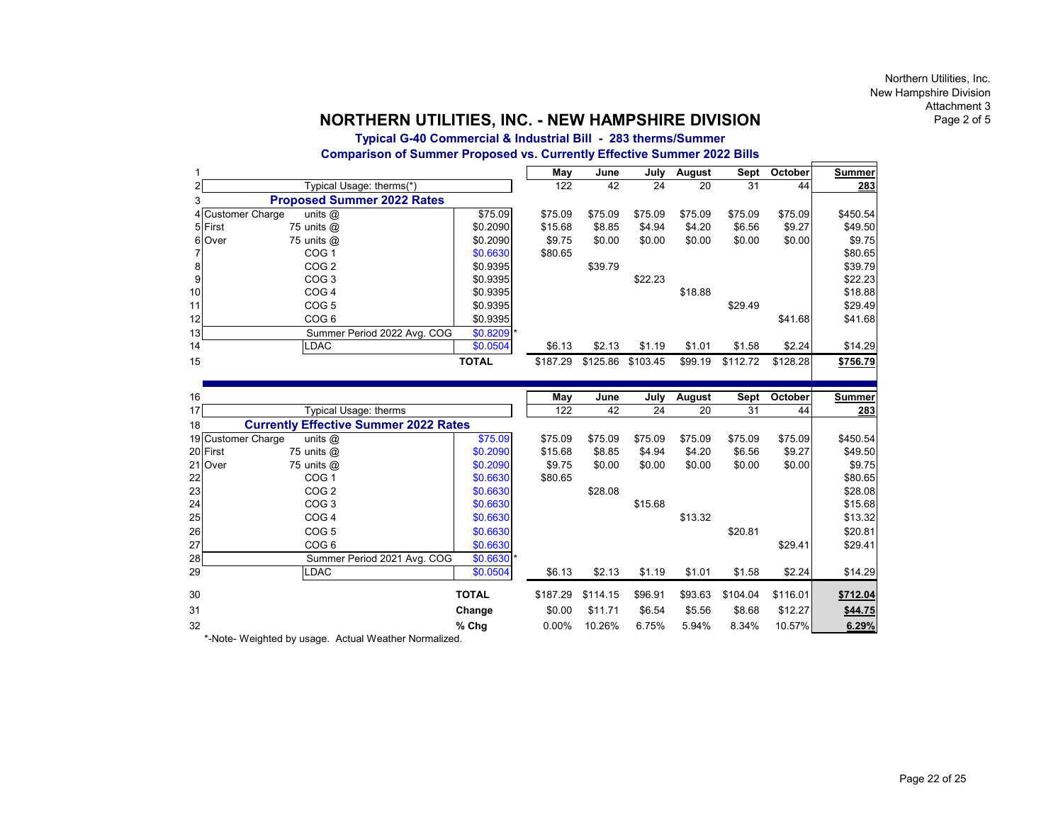Northern Utilities, Inc.
New Hampshire Division
Attachment 3
Page 2 of 5

# NORTHERN UTILITIES, INC. - NEW HAMPSHIRE DIVISION

### Typical G-40 Commercial & Industrial Bill - 283 therms/Summer

### Comparison of Summer Proposed vs. Currently Effective Summer 2022 Bills

| | | | | May | June | July | August | Sept | October | Summer |
|---|---|---|---|---|---|---|---|---|---|---|
| 1 | | | | | | | | | | |
| 2 | | Typical Usage: therms(*) | | 122 | 42 | 24 | 20 | 31 | 44 | 283 |
| 3 | | **Proposed Summer 2022 Rates** | | | | | | | | |
| 4 | Customer Charge | units @ | $75.09 | $75.09 | $75.09 | $75.09 | $75.09 | $75.09 | $75.09 | $450.54 |
| 5 | First | 75 units @ | $0.2090 | $15.68 | $8.85 | $4.94 | $4.20 | $6.56 | $9.27 | $49.50 |
| 6 | Over | 75 units @ | $0.2090 | $9.75 | $0.00 | $0.00 | $0.00 | $0.00 | $0.00 | $9.75 |
| 7 | | COG 1 | $0.6630 | $80.65 | | | | | | $80.65 |
| 8 | | COG 2 | $0.9395 | | $39.79 | | | | | $39.79 |
| 9 | | COG 3 | $0.9395 | | | $22.23 | | | | $22.23 |
| 10 | | COG 4 | $0.9395 | | | | $18.88 | | | $18.88 |
| 11 | | COG 5 | $0.9395 | | | | | $29.49 | | $29.49 |
| 12 | | COG 6 | $0.9395 | | | | | | $41.68 | $41.68 |
| 13 | | Summer Period 2022 Avg. COG | $0.8209 * | | | | | | | |
| 14 | | LDAC | $0.0504 | $6.13 | $2.13 | $1.19 | $1.01 | $1.58 | $2.24 | $14.29 |
| 15 | | | **TOTAL** | $187.29 | $125.86 | $103.45 | $99.19 | $112.72 | $128.28 | $756.79 |

| | | | | May | June | July | August | Sept | October | Summer |
|---|---|---|---|---|---|---|---|---|---|---|
| 16 | | | | | | | | | | |
| 17 | | Typical Usage: therms | | 122 | 42 | 24 | 20 | 31 | 44 | 283 |
| 18 | | **Currently Effective Summer 2022 Rates** | | | | | | | | |
| 19 | Customer Charge | units @ | $75.09 | $75.09 | $75.09 | $75.09 | $75.09 | $75.09 | $75.09 | $450.54 |
| 20 | First | 75 units @ | $0.2090 | $15.68 | $8.85 | $4.94 | $4.20 | $6.56 | $9.27 | $49.50 |
| 21 | Over | 75 units @ | $0.2090 | $9.75 | $0.00 | $0.00 | $0.00 | $0.00 | $0.00 | $9.75 |
| 22 | | COG 1 | $0.6630 | $80.65 | | | | | | $80.65 |
| 23 | | COG 2 | $0.6630 | | $28.08 | | | | | $28.08 |
| 24 | | COG 3 | $0.6630 | | | $15.68 | | | | $15.68 |
| 25 | | COG 4 | $0.6630 | | | | $13.32 | | | $13.32 |
| 26 | | COG 5 | $0.6630 | | | | | $20.81 | | $20.81 |
| 27 | | COG 6 | $0.6630 | | | | | | $29.41 | $29.41 |
| 28 | | Summer Period 2021 Avg. COG | $0.6630 * | | | | | | | |
| 29 | | LDAC | $0.0504 | $6.13 | $2.13 | $1.19 | $1.01 | $1.58 | $2.24 | $14.29 |
| 30 | | | **TOTAL** | $187.29 | $114.15 | $96.91 | $93.63 | $104.04 | $116.01 | $712.04 |
| 31 | | | **Change** | $0.00 | $11.71 | $6.54 | $5.56 | $8.68 | $12.27 | $44.75 |
| 32 | | | **% Chg** | 0.00% | 10.26% | 6.75% | 5.94% | 8.34% | 10.57% | 6.29% |

*-Note- Weighted by usage. Actual Weather Normalized.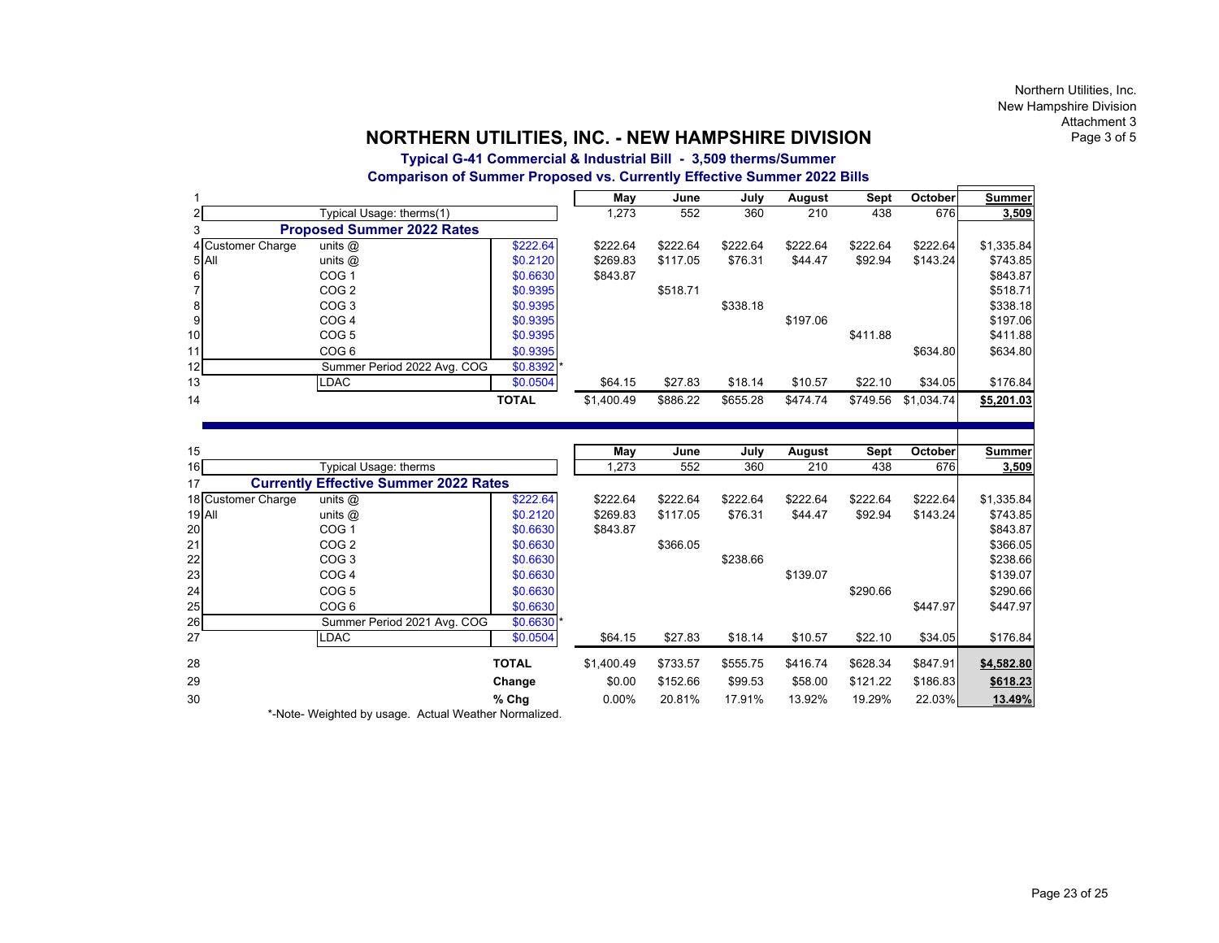Northern Utilities, Inc.
New Hampshire Division
Attachment 3
Page 3 of 5

# NORTHERN UTILITIES, INC. - NEW HAMPSHIRE DIVISION

### Typical G-41 Commercial & Industrial Bill - 3,509 therms/Summer

### Comparison of Summer Proposed vs. Currently Effective Summer 2022 Bills

| | | | | May | June | July | August | Sept | October | Summer |
|---|---|---|---|---|---|---|---|---|---|---|
| 1 | | | | May | June | July | August | Sept | October | Summer |
| 2 | | Typical Usage: therms(1) | | 1,273 | 552 | 360 | 210 | 438 | 676 | 3,509 |
| 3 | **Proposed Summer 2022 Rates** | | | | | | | | | |
| 4 | Customer Charge | units @ | $222.64 | $222.64 | $222.64 | $222.64 | $222.64 | $222.64 | $222.64 | $1,335.84 |
| 5 | All | units @ | $0.2120 | $269.83 | $117.05 | $76.31 | $44.47 | $92.94 | $143.24 | $743.85 |
| 6 | | COG 1 | $0.6630 | $843.87 | | | | | | $843.87 |
| 7 | | COG 2 | $0.9395 | | $518.71 | | | | | $518.71 |
| 8 | | COG 3 | $0.9395 | | | $338.18 | | | | $338.18 |
| 9 | | COG 4 | $0.9395 | | | | $197.06 | | | $197.06 |
| 10 | | COG 5 | $0.9395 | | | | | $411.88 | | $411.88 |
| 11 | | COG 6 | $0.9395 | | | | | | $634.80 | $634.80 |
| 12 | | Summer Period 2022 Avg. COG | $0.8392 * | | | | | | | |
| 13 | | LDAC | $0.0504 | $64.15 | $27.83 | $18.14 | $10.57 | $22.10 | $34.05 | $176.84 |
| 14 | | | **TOTAL** | $1,400.49 | $886.22 | $655.28 | $474.74 | $749.56 | $1,034.74 | $5,201.03 |
| 15 | | | | May | June | July | August | Sept | October | Summer |
| 16 | | Typical Usage: therms | | 1,273 | 552 | 360 | 210 | 438 | 676 | 3,509 |
| 17 | **Currently Effective Summer 2022 Rates** | | | | | | | | | |
| 18 | Customer Charge | units @ | $222.64 | $222.64 | $222.64 | $222.64 | $222.64 | $222.64 | $222.64 | $1,335.84 |
| 19 | All | units @ | $0.2120 | $269.83 | $117.05 | $76.31 | $44.47 | $92.94 | $143.24 | $743.85 |
| 20 | | COG 1 | $0.6630 | $843.87 | | | | | | $843.87 |
| 21 | | COG 2 | $0.6630 | | $366.05 | | | | | $366.05 |
| 22 | | COG 3 | $0.6630 | | | $238.66 | | | | $238.66 |
| 23 | | COG 4 | $0.6630 | | | | $139.07 | | | $139.07 |
| 24 | | COG 5 | $0.6630 | | | | | $290.66 | | $290.66 |
| 25 | | COG 6 | $0.6630 | | | | | | $447.97 | $447.97 |
| 26 | | Summer Period 2021 Avg. COG | $0.6630 * | | | | | | | |
| 27 | | LDAC | $0.0504 | $64.15 | $27.83 | $18.14 | $10.57 | $22.10 | $34.05 | $176.84 |
| 28 | | | **TOTAL** | $1,400.49 | $733.57 | $555.75 | $416.74 | $628.34 | $847.91 | $4,582.80 |
| 29 | | | **Change** | $0.00 | $152.66 | $99.53 | $58.00 | $121.22 | $186.83 | $618.23 |
| 30 | | | **% Chg** | 0.00% | 20.81% | 17.91% | 13.92% | 19.29% | 22.03% | 13.49% |

*-Note- Weighted by usage. Actual Weather Normalized.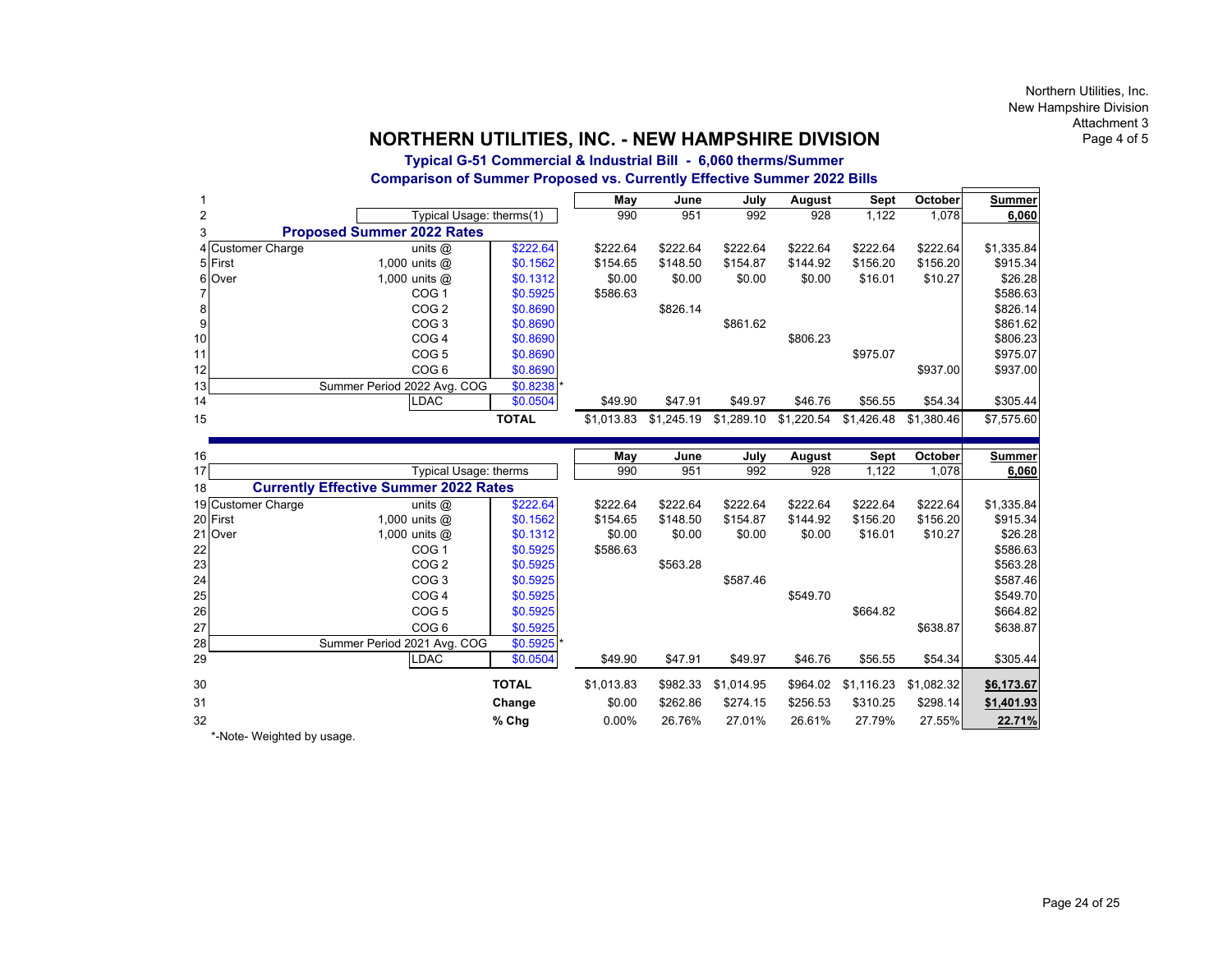Northern Utilities, Inc.
New Hampshire Division
Attachment 3

# NORTHERN UTILITIES, INC. - NEW HAMPSHIRE DIVISION

### Typical G-51 Commercial & Industrial Bill - 6,060 therms/Summer

### Comparison of Summer Proposed vs. Currently Effective Summer 2022 Bills

| | | | | May | June | July | August | Sept | October | Summer |
|---|---|---|---|---|---|---|---|---|---|---|
| 1 | | | | May | June | July | August | Sept | October | Summer |
| 2 | | Typical Usage: therms(1) | | 990 | 951 | 992 | 928 | 1,122 | 1,078 | 6,060 |
| 3 | **Proposed Summer 2022 Rates** | | | | | | | | | |
| 4 | Customer Charge | units @ | $222.64 | $222.64 | $222.64 | $222.64 | $222.64 | $222.64 | $222.64 | $1,335.84 |
| 5 | First | 1,000 units @ | $0.1562 | $154.65 | $148.50 | $154.87 | $144.92 | $156.20 | $156.20 | $915.34 |
| 6 | Over | 1,000 units @ | $0.1312 | $0.00 | $0.00 | $0.00 | $0.00 | $16.01 | $10.27 | $26.28 |
| 7 | | COG 1 | $0.5925 | $586.63 | | | | | | $586.63 |
| 8 | | COG 2 | $0.8690 | | $826.14 | | | | | $826.14 |
| 9 | | COG 3 | $0.8690 | | | $861.62 | | | | $861.62 |
| 10 | | COG 4 | $0.8690 | | | | $806.23 | | | $806.23 |
| 11 | | COG 5 | $0.8690 | | | | | $975.07 | | $975.07 |
| 12 | | COG 6 | $0.8690 | | | | | | $937.00 | $937.00 |
| 13 | | Summer Period 2022 Avg. COG | $0.8238 * | | | | | | | |
| 14 | | LDAC | $0.0504 | $49.90 | $47.91 | $49.97 | $46.76 | $56.55 | $54.34 | $305.44 |
| 15 | | | **TOTAL** | $1,013.83 | $1,245.19 | $1,289.10 | $1,220.54 | $1,426.48 | $1,380.46 | $7,575.60 |
| 16 | | | | May | June | July | August | Sept | October | Summer |
| 17 | | Typical Usage: therms | | 990 | 951 | 992 | 928 | 1,122 | 1,078 | 6,060 |
| 18 | **Currently Effective Summer 2022 Rates** | | | | | | | | | |
| 19 | Customer Charge | units @ | $222.64 | $222.64 | $222.64 | $222.64 | $222.64 | $222.64 | $222.64 | $1,335.84 |
| 20 | First | 1,000 units @ | $0.1562 | $154.65 | $148.50 | $154.87 | $144.92 | $156.20 | $156.20 | $915.34 |
| 21 | Over | 1,000 units @ | $0.1312 | $0.00 | $0.00 | $0.00 | $0.00 | $16.01 | $10.27 | $26.28 |
| 22 | | COG 1 | $0.5925 | $586.63 | | | | | | $586.63 |
| 23 | | COG 2 | $0.5925 | | $563.28 | | | | | $563.28 |
| 24 | | COG 3 | $0.5925 | | | $587.46 | | | | $587.46 |
| 25 | | COG 4 | $0.5925 | | | | $549.70 | | | $549.70 |
| 26 | | COG 5 | $0.5925 | | | | | $664.82 | | $664.82 |
| 27 | | COG 6 | $0.5925 | | | | | | $638.87 | $638.87 |
| 28 | | Summer Period 2021 Avg. COG | $0.5925 * | | | | | | | |
| 29 | | LDAC | $0.0504 | $49.90 | $47.91 | $49.97 | $46.76 | $56.55 | $54.34 | $305.44 |
| 30 | | | **TOTAL** | $1,013.83 | $982.33 | $1,014.95 | $964.02 | $1,116.23 | $1,082.32 | **$6,173.67** |
| 31 | | | **Change** | $0.00 | $262.86 | $274.15 | $256.53 | $310.25 | $298.14 | **$1,401.93** |
| 32 | | | **% Chg** | 0.00% | 26.76% | 27.01% | 26.61% | 27.79% | 27.55% | **22.71%** |

*-Note- Weighted by usage.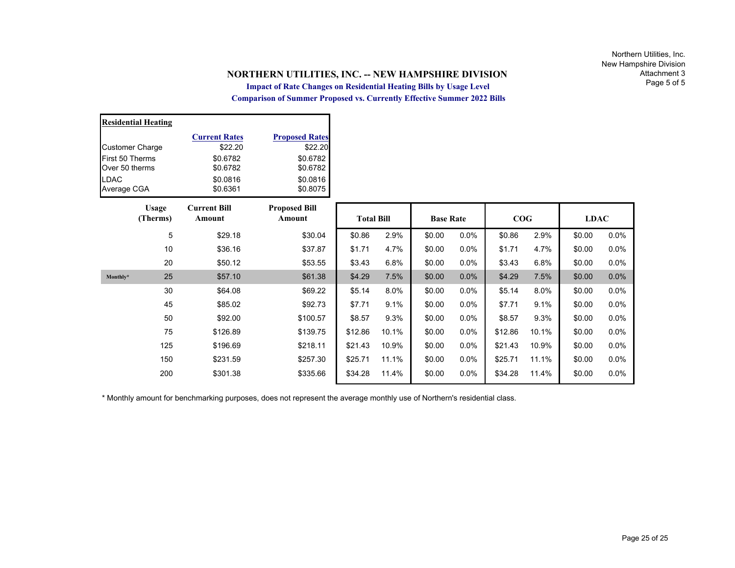Northern Utilities, Inc.
New Hampshire Division
Attachment 3
Page 5 of 5

# NORTHERN UTILITIES, INC. -- NEW HAMPSHIRE DIVISION

**Impact of Rate Changes on Residential Heating Bills by Usage Level**

**Comparison of Summer Proposed vs. Currently Effective Summer 2022 Bills**

| **Residential Heating** | **Current Rates** | **Proposed Rates** |
|---|---|---|
| Customer Charge | $22.20 | $22.20 |
| First 50 Therms | $0.6782 | $0.6782 |
| Over 50 therms | $0.6782 | $0.6782 |
| LDAC | $0.0816 | $0.0816 |
| Average CGA | $0.6361 | $0.8075 |

| | Usage (Therms) | Current Bill Amount | Proposed Bill Amount | Total Bill | | Base Rate | | COG | | LDAC | |
|---|---|---|---|---|---|---|---|---|---|---|---|
| | 5 | $29.18 | $30.04 | $0.86 | 2.9% | $0.00 | 0.0% | $0.86 | 2.9% | $0.00 | 0.0% |
| | 10 | $36.16 | $37.87 | $1.71 | 4.7% | $0.00 | 0.0% | $1.71 | 4.7% | $0.00 | 0.0% |
| | 20 | $50.12 | $53.55 | $3.43 | 6.8% | $0.00 | 0.0% | $3.43 | 6.8% | $0.00 | 0.0% |
| Monthly* | 25 | $57.10 | $61.38 | $4.29 | 7.5% | $0.00 | 0.0% | $4.29 | 7.5% | $0.00 | 0.0% |
| | 30 | $64.08 | $69.22 | $5.14 | 8.0% | $0.00 | 0.0% | $5.14 | 8.0% | $0.00 | 0.0% |
| | 45 | $85.02 | $92.73 | $7.71 | 9.1% | $0.00 | 0.0% | $7.71 | 9.1% | $0.00 | 0.0% |
| | 50 | $92.00 | $100.57 | $8.57 | 9.3% | $0.00 | 0.0% | $8.57 | 9.3% | $0.00 | 0.0% |
| | 75 | $126.89 | $139.75 | $12.86 | 10.1% | $0.00 | 0.0% | $12.86 | 10.1% | $0.00 | 0.0% |
| | 125 | $196.69 | $218.11 | $21.43 | 10.9% | $0.00 | 0.0% | $21.43 | 10.9% | $0.00 | 0.0% |
| | 150 | $231.59 | $257.30 | $25.71 | 11.1% | $0.00 | 0.0% | $25.71 | 11.1% | $0.00 | 0.0% |
| | 200 | $301.38 | $335.66 | $34.28 | 11.4% | $0.00 | 0.0% | $34.28 | 11.4% | $0.00 | 0.0% |

* Monthly amount for benchmarking purposes, does not represent the average monthly use of Northern's residential class.